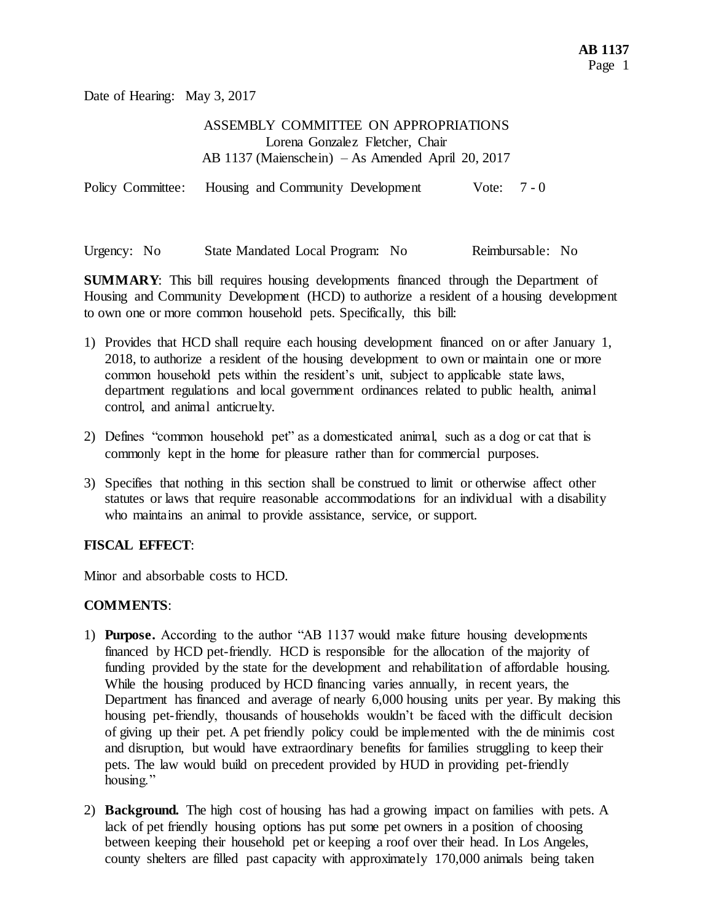Date of Hearing: May 3, 2017

ASSEMBLY COMMITTEE ON APPROPRIATIONS
Lorena Gonzalez Fletcher, Chair
AB 1137 (Maienschein) – As Amended April 20, 2017

Policy Committee: Housing and Community Development Vote: 7 - 0

Urgency: No State Mandated Local Program: No Reimbursable: No

**SUMMARY**: This bill requires housing developments financed through the Department of Housing and Community Development (HCD) to authorize a resident of a housing development to own one or more common household pets. Specifically, this bill:

1) Provides that HCD shall require each housing development financed on or after January 1, 2018, to authorize a resident of the housing development to own or maintain one or more common household pets within the resident's unit, subject to applicable state laws, department regulations and local government ordinances related to public health, animal control, and animal anticruelty.

2) Defines "common household pet" as a domesticated animal, such as a dog or cat that is commonly kept in the home for pleasure rather than for commercial purposes.

3) Specifies that nothing in this section shall be construed to limit or otherwise affect other statutes or laws that require reasonable accommodations for an individual with a disability who maintains an animal to provide assistance, service, or support.

**FISCAL EFFECT**:

Minor and absorbable costs to HCD.

**COMMENTS**:

1) **Purpose.** According to the author "AB 1137 would make future housing developments financed by HCD pet-friendly. HCD is responsible for the allocation of the majority of funding provided by the state for the development and rehabilitation of affordable housing. While the housing produced by HCD financing varies annually, in recent years, the Department has financed and average of nearly 6,000 housing units per year. By making this housing pet-friendly, thousands of households wouldn't be faced with the difficult decision of giving up their pet. A pet friendly policy could be implemented with the de minimis cost and disruption, but would have extraordinary benefits for families struggling to keep their pets. The law would build on precedent provided by HUD in providing pet-friendly housing."

2) **Background.** The high cost of housing has had a growing impact on families with pets. A lack of pet friendly housing options has put some pet owners in a position of choosing between keeping their household pet or keeping a roof over their head. In Los Angeles, county shelters are filled past capacity with approximately 170,000 animals being taken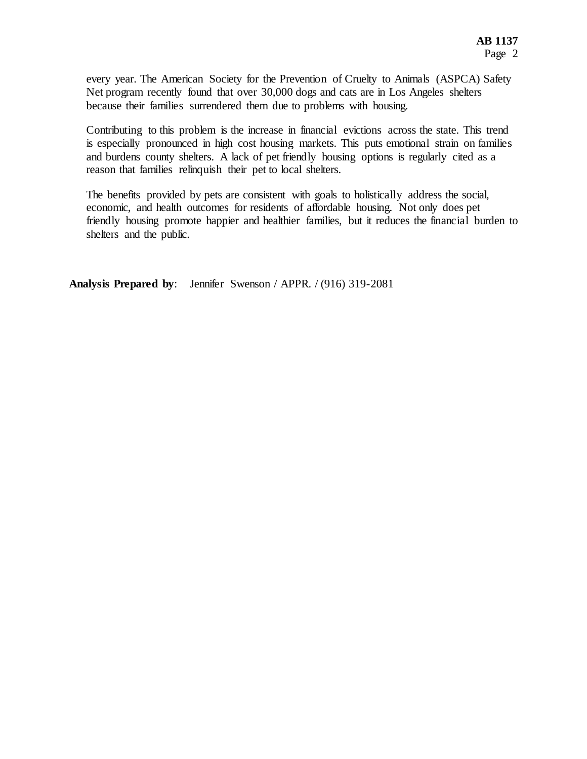every year. The American Society for the Prevention of Cruelty to Animals (ASPCA) Safety Net program recently found that over 30,000 dogs and cats are in Los Angeles shelters because their families surrendered them due to problems with housing.

Contributing to this problem is the increase in financial evictions across the state. This trend is especially pronounced in high cost housing markets. This puts emotional strain on families and burdens county shelters. A lack of pet friendly housing options is regularly cited as a reason that families relinquish their pet to local shelters.

The benefits provided by pets are consistent with goals to holistically address the social, economic, and health outcomes for residents of affordable housing. Not only does pet friendly housing promote happier and healthier families, but it reduces the financial burden to shelters and the public.

**Analysis Prepared by**: Jennifer Swenson / APPR. / (916) 319-2081